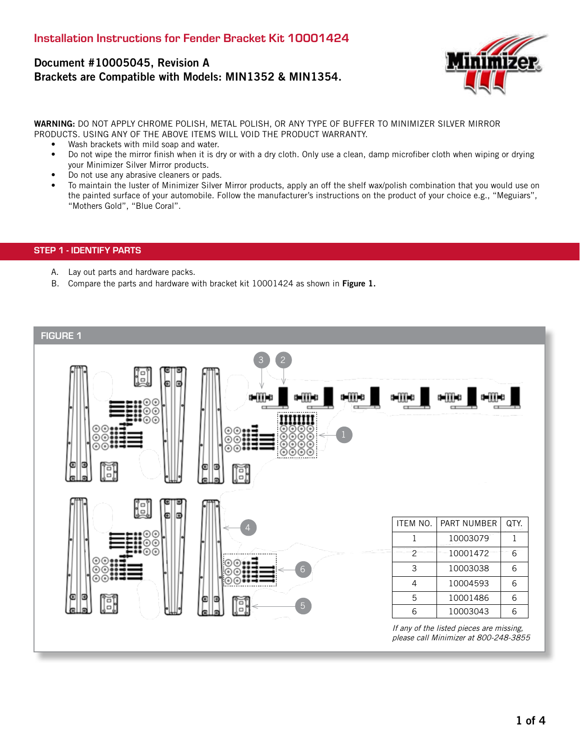# Installation Instructions for Fender Bracket Kit 10001424

**Document #10005045, Revision A**
**Brackets are Compatible with Models: MIN1352 & MIN1354.**

**WARNING:** DO NOT APPLY CHROME POLISH, METAL POLISH, OR ANY TYPE OF BUFFER TO MINIMIZER SILVER MIRROR PRODUCTS. USING ANY OF THE ABOVE ITEMS WILL VOID THE PRODUCT WARRANTY.

- Wash brackets with mild soap and water.
- Do not wipe the mirror finish when it is dry or with a dry cloth. Only use a clean, damp microfiber cloth when wiping or drying your Minimizer Silver Mirror products.
- Do not use any abrasive cleaners or pads.
- To maintain the luster of Minimizer Silver Mirror products, apply an off the shelf wax/polish combination that you would use on the painted surface of your automobile. Follow the manufacturer's instructions on the product of your choice e.g., "Meguiars", "Mothers Gold", "Blue Coral".

## STEP 1 - IDENTIFY PARTS

A. Lay out parts and hardware packs.
B. Compare the parts and hardware with bracket kit 10001424 as shown in **Figure 1.**

### FIGURE 1

| ITEM NO. | PART NUMBER | QTY. |
|---|---|---|
| 1 | 10003079 | 1 |
| 2 | 10001472 | 6 |
| 3 | 10003038 | 6 |
| 4 | 10004593 | 6 |
| 5 | 10001486 | 6 |
| 6 | 10003043 | 6 |

*If any of the listed pieces are missing, please call Minimizer at 800-248-3855*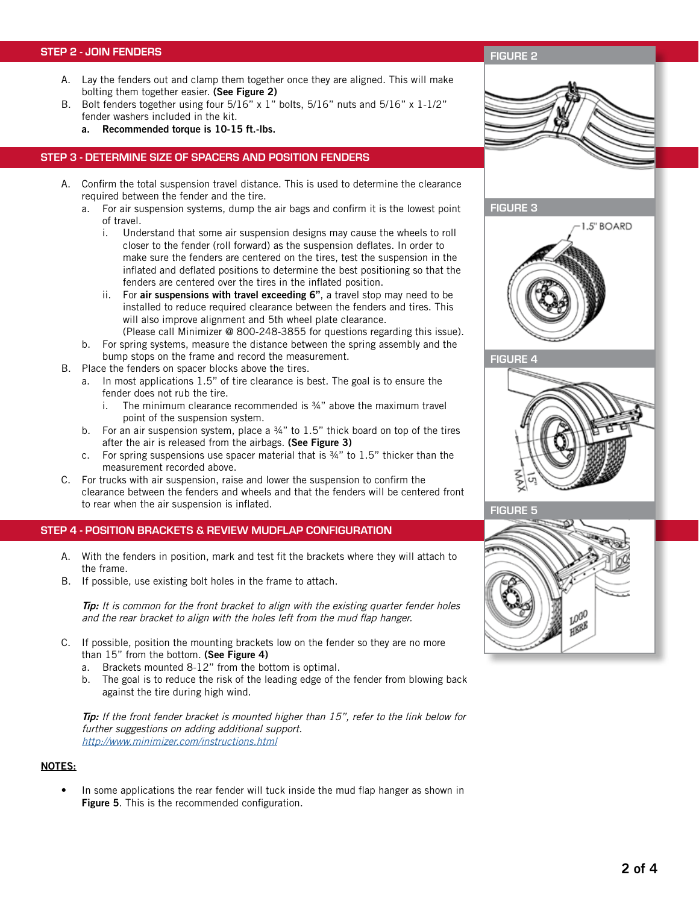## STEP 2 - JOIN FENDERS

A. Lay the fenders out and clamp them together once they are aligned. This will make bolting them together easier. **(See Figure 2)**

B. Bolt fenders together using four 5/16" x 1" bolts, 5/16" nuts and 5/16" x 1-1/2" fender washers included in the kit.
   - **a. Recommended torque is 10-15 ft.-lbs.**

## STEP 3 - DETERMINE SIZE OF SPACERS AND POSITION FENDERS

A. Confirm the total suspension travel distance. This is used to determine the clearance required between the fender and the tire.
   - a. For air suspension systems, dump the air bags and confirm it is the lowest point of travel.
      - i. Understand that some air suspension designs may cause the wheels to roll closer to the fender (roll forward) as the suspension deflates. In order to make sure the fenders are centered on the tires, test the suspension in the inflated and deflated positions to determine the best positioning so that the fenders are centered over the tires in the inflated position.
      - ii. For **air suspensions with travel exceeding 6"**, a travel stop may need to be installed to reduce required clearance between the fenders and tires. This will also improve alignment and 5th wheel plate clearance. (Please call Minimizer @ 800-248-3855 for questions regarding this issue).
   - b. For spring systems, measure the distance between the spring assembly and the bump stops on the frame and record the measurement.

B. Place the fenders on spacer blocks above the tires.
   - a. In most applications 1.5" of tire clearance is best. The goal is to ensure the fender does not rub the tire.
      - i. The minimum clearance recommended is ¾" above the maximum travel point of the suspension system.
   - b. For an air suspension system, place a ¾" to 1.5" thick board on top of the tires after the air is released from the airbags. **(See Figure 3)**
   - c. For spring suspensions use spacer material that is ¾" to 1.5" thicker than the measurement recorded above.

C. For trucks with air suspension, raise and lower the suspension to confirm the clearance between the fenders and wheels and that the fenders will be centered front to rear when the air suspension is inflated.

## STEP 4 - POSITION BRACKETS & REVIEW MUDFLAP CONFIGURATION

A. With the fenders in position, mark and test fit the brackets where they will attach to the frame.

B. If possible, use existing bolt holes in the frame to attach.

***Tip:*** *It is common for the front bracket to align with the existing quarter fender holes and the rear bracket to align with the holes left from the mud flap hanger.*

C. If possible, position the mounting brackets low on the fender so they are no more than 15" from the bottom. **(See Figure 4)**
   - a. Brackets mounted 8-12" from the bottom is optimal.
   - b. The goal is to reduce the risk of the leading edge of the fender from blowing back against the tire during high wind.

***Tip:*** *If the front fender bracket is mounted higher than 15", refer to the link below for further suggestions on adding additional support.*
*http://www.minimizer.com/instructions.html*

**NOTES:**

- In some applications the rear fender will tuck inside the mud flap hanger as shown in **Figure 5**. This is the recommended configuration.

FIGURE 2

FIGURE 3

1.5" BOARD

FIGURE 4

15" MAX

FIGURE 5

LOGO HERE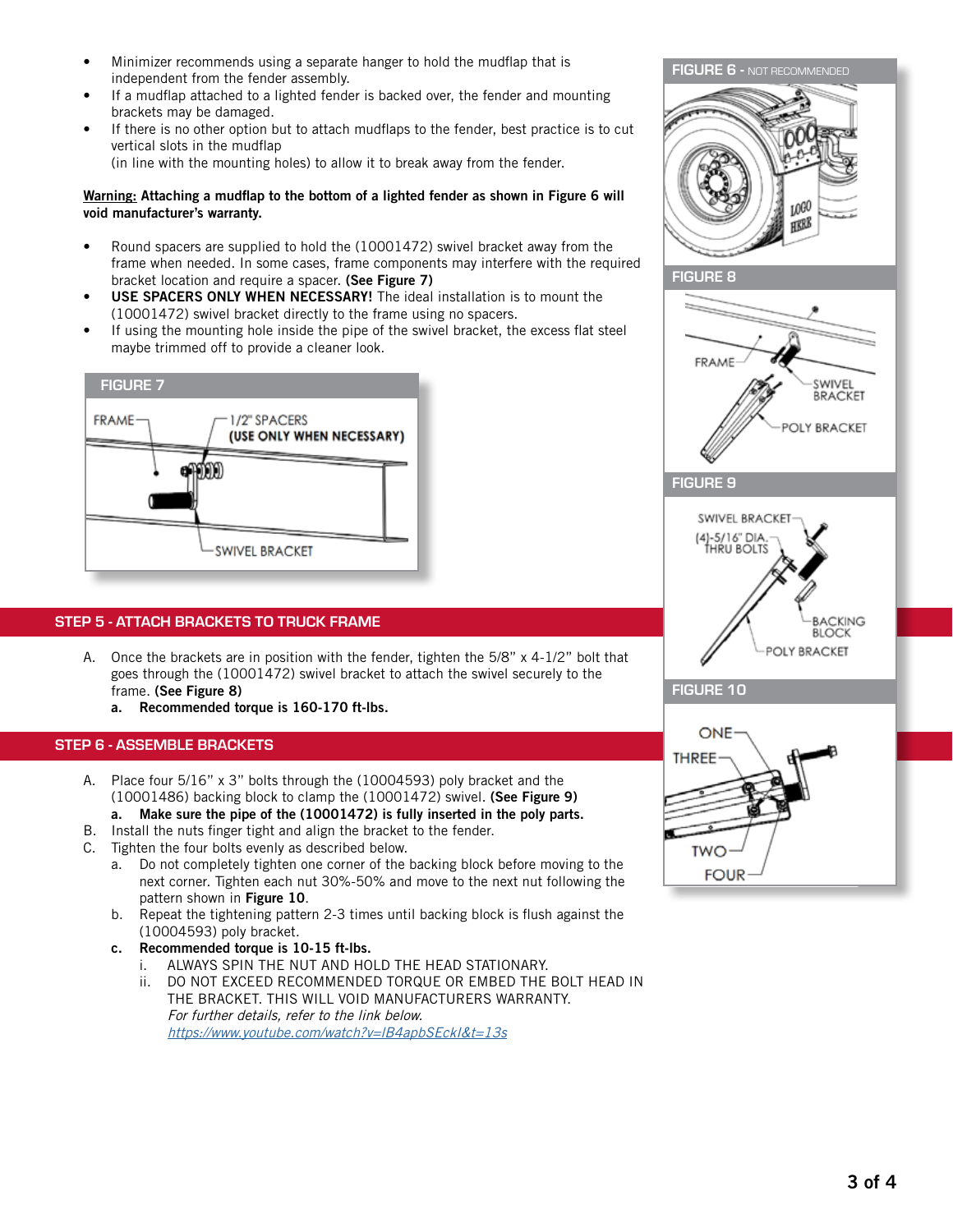- Minimizer recommends using a separate hanger to hold the mudflap that is independent from the fender assembly.
- If a mudflap attached to a lighted fender is backed over, the fender and mounting brackets may be damaged.
- If there is no other option but to attach mudflaps to the fender, best practice is to cut vertical slots in the mudflap (in line with the mounting holes) to allow it to break away from the fender.

**Warning: Attaching a mudflap to the bottom of a lighted fender as shown in Figure 6 will void manufacturer's warranty.**

- Round spacers are supplied to hold the (10001472) swivel bracket away from the frame when needed. In some cases, frame components may interfere with the required bracket location and require a spacer. **(See Figure 7)**
- **USE SPACERS ONLY WHEN NECESSARY!** The ideal installation is to mount the (10001472) swivel bracket directly to the frame using no spacers.
- If using the mounting hole inside the pipe of the swivel bracket, the excess flat steel maybe trimmed off to provide a cleaner look.

FIGURE 7

FRAME — 1/2" SPACERS (USE ONLY WHEN NECESSARY) — SWIVEL BRACKET

FIGURE 6 - NOT RECOMMENDED

FIGURE 8

FRAME — SWIVEL BRACKET — POLY BRACKET

FIGURE 9

SWIVEL BRACKET — (4)-5/16" DIA. THRU BOLTS — BACKING BLOCK — POLY BRACKET

FIGURE 10

ONE — THREE — TWO — FOUR

## STEP 5 - ATTACH BRACKETS TO TRUCK FRAME

A. Once the brackets are in position with the fender, tighten the 5/8" x 4-1/2" bolt that goes through the (10001472) swivel bracket to attach the swivel securely to the frame. **(See Figure 8)**
   a. **Recommended torque is 160-170 ft-lbs.**

## STEP 6 - ASSEMBLE BRACKETS

A. Place four 5/16" x 3" bolts through the (10004593) poly bracket and the (10001486) backing block to clamp the (10001472) swivel. **(See Figure 9)**
   a. **Make sure the pipe of the (10001472) is fully inserted in the poly parts.**

B. Install the nuts finger tight and align the bracket to the fender.

C. Tighten the four bolts evenly as described below.
   a. Do not completely tighten one corner of the backing block before moving to the next corner. Tighten each nut 30%-50% and move to the next nut following the pattern shown in **Figure 10**.
   b. Repeat the tightening pattern 2-3 times until backing block is flush against the (10004593) poly bracket.
   c. **Recommended torque is 10-15 ft-lbs.**
      i. ALWAYS SPIN THE NUT AND HOLD THE HEAD STATIONARY.
      ii. DO NOT EXCEED RECOMMENDED TORQUE OR EMBED THE BOLT HEAD IN THE BRACKET. THIS WILL VOID MANUFACTURERS WARRANTY.
      *For further details, refer to the link below.*
      *https://www.youtube.com/watch?v=IB4apbSEckI&t=13s*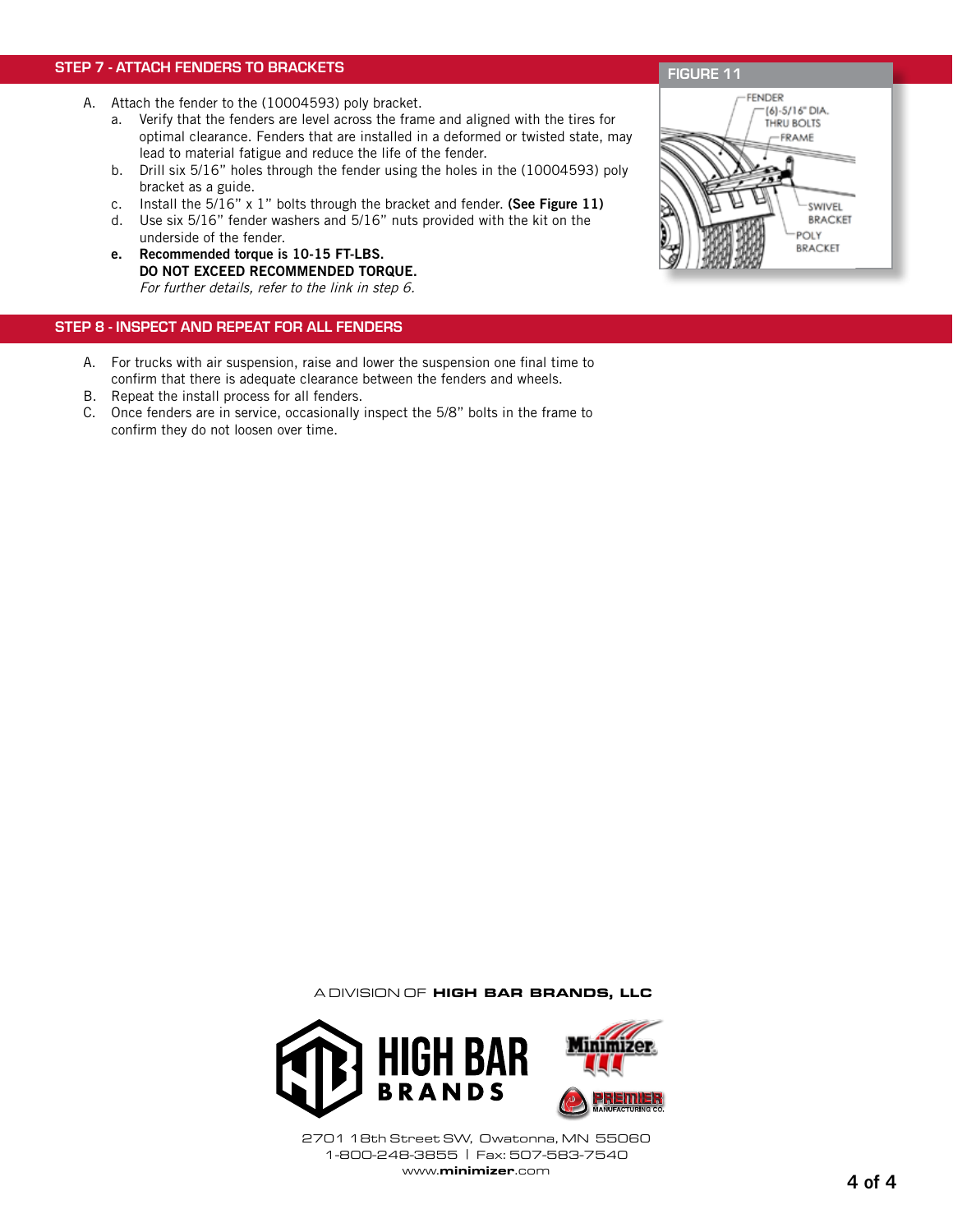## STEP 7 - ATTACH FENDERS TO BRACKETS

A. Attach the fender to the (10004593) poly bracket.
   a. Verify that the fenders are level across the frame and aligned with the tires for optimal clearance. Fenders that are installed in a deformed or twisted state, may lead to material fatigue and reduce the life of the fender.
   b. Drill six 5/16" holes through the fender using the holes in the (10004593) poly bracket as a guide.
   c. Install the 5/16" x 1" bolts through the bracket and fender. **(See Figure 11)**
   d. Use six 5/16" fender washers and 5/16" nuts provided with the kit on the underside of the fender.
   e. **Recommended torque is 10-15 FT-LBS.**
      **DO NOT EXCEED RECOMMENDED TORQUE.**
      *For further details, refer to the link in step 6.*

FIGURE 11

FENDER
(6)-5/16" DIA. THRU BOLTS
FRAME
SWIVEL BRACKET
POLY BRACKET

## STEP 8 - INSPECT AND REPEAT FOR ALL FENDERS

A. For trucks with air suspension, raise and lower the suspension one final time to confirm that there is adequate clearance between the fenders and wheels.
B. Repeat the install process for all fenders.
C. Once fenders are in service, occasionally inspect the 5/8" bolts in the frame to confirm they do not loosen over time.

A DIVISION OF **HIGH BAR BRANDS, LLC**

HIGH BAR BRANDS

Minimizer

PREMIER MANUFACTURING CO.

2701 18th Street SW, Owatonna, MN 55060
1-800-248-3855 | Fax: 507-583-7540
www.**minimizer**.com